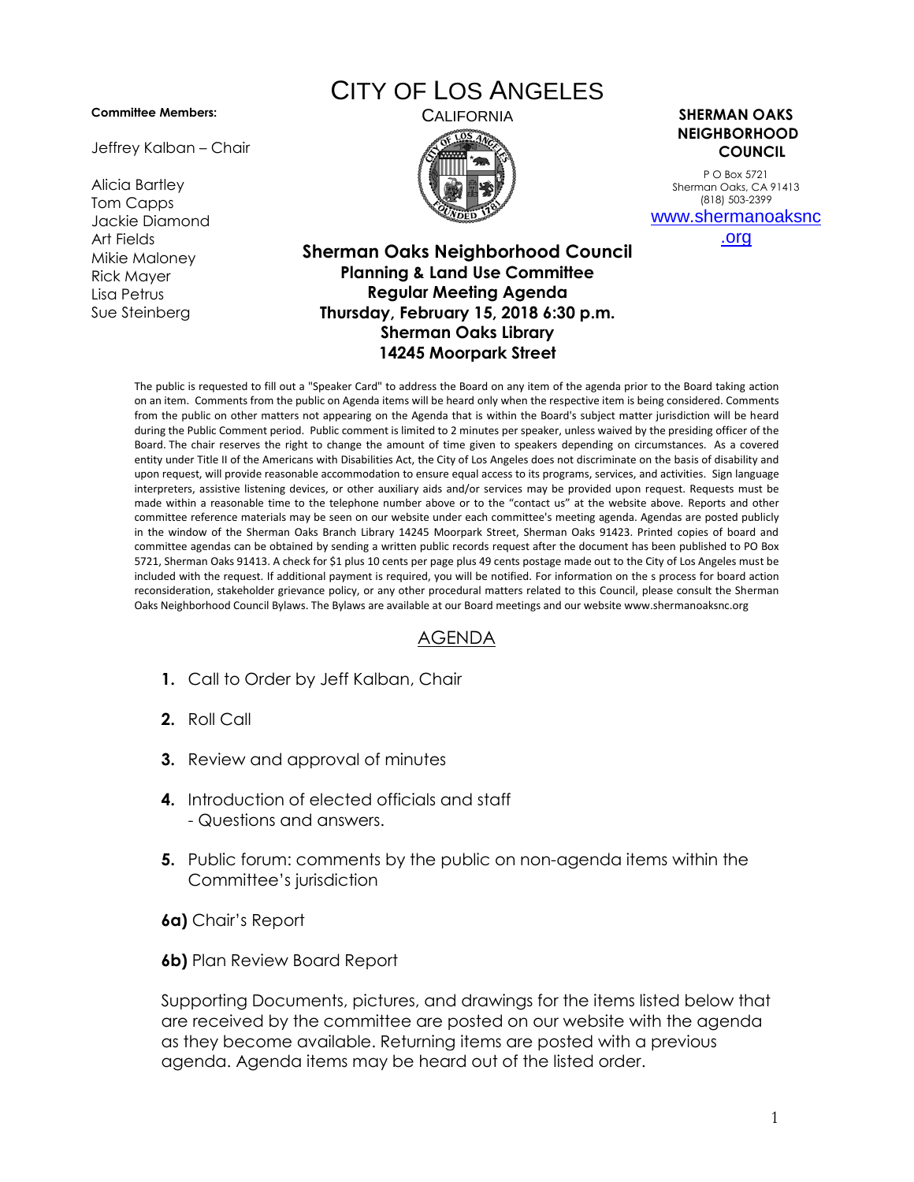# CITY OF LOS ANGELES

CALIFORNIA

**Committee Members:**

Jeffrey Kalban – Chair

Alicia Bartley
Tom Capps
Jackie Diamond
Art Fields
Mikie Maloney
Rick Mayer
Lisa Petrus
Sue Steinberg

**SHERMAN OAKS NEIGHBORHOOD COUNCIL**

P O Box 5721
Sherman Oaks, CA 91413
(818) 503-2399
www.shermanoaksnc.org

## Sherman Oaks Neighborhood Council
### Planning & Land Use Committee
### Regular Meeting Agenda
### Thursday, February 15, 2018 6:30 p.m.
### Sherman Oaks Library
### 14245 Moorpark Street

The public is requested to fill out a "Speaker Card" to address the Board on any item of the agenda prior to the Board taking action on an item. Comments from the public on Agenda items will be heard only when the respective item is being considered. Comments from the public on other matters not appearing on the Agenda that is within the Board's subject matter jurisdiction will be heard during the Public Comment period. Public comment is limited to 2 minutes per speaker, unless waived by the presiding officer of the Board. The chair reserves the right to change the amount of time given to speakers depending on circumstances. As a covered entity under Title II of the Americans with Disabilities Act, the City of Los Angeles does not discriminate on the basis of disability and upon request, will provide reasonable accommodation to ensure equal access to its programs, services, and activities. Sign language interpreters, assistive listening devices, or other auxiliary aids and/or services may be provided upon request. Requests must be made within a reasonable time to the telephone number above or to the "contact us" at the website above. Reports and other committee reference materials may be seen on our website under each committee's meeting agenda. Agendas are posted publicly in the window of the Sherman Oaks Branch Library 14245 Moorpark Street, Sherman Oaks 91423. Printed copies of board and committee agendas can be obtained by sending a written public records request after the document has been published to PO Box 5721, Sherman Oaks 91413. A check for $1 plus 10 cents per page plus 49 cents postage made out to the City of Los Angeles must be included with the request. If additional payment is required, you will be notified. For information on the s process for board action reconsideration, stakeholder grievance policy, or any other procedural matters related to this Council, please consult the Sherman Oaks Neighborhood Council Bylaws. The Bylaws are available at our Board meetings and our website www.shermanoaksnc.org

## AGENDA

1. Call to Order by Jeff Kalban, Chair

2. Roll Call

3. Review and approval of minutes

4. Introduction of elected officials and staff
   - Questions and answers.

5. Public forum: comments by the public on non-agenda items within the Committee's jurisdiction

**6a)** Chair's Report

**6b)** Plan Review Board Report

Supporting Documents, pictures, and drawings for the items listed below that are received by the committee are posted on our website with the agenda as they become available. Returning items are posted with a previous agenda. Agenda items may be heard out of the listed order.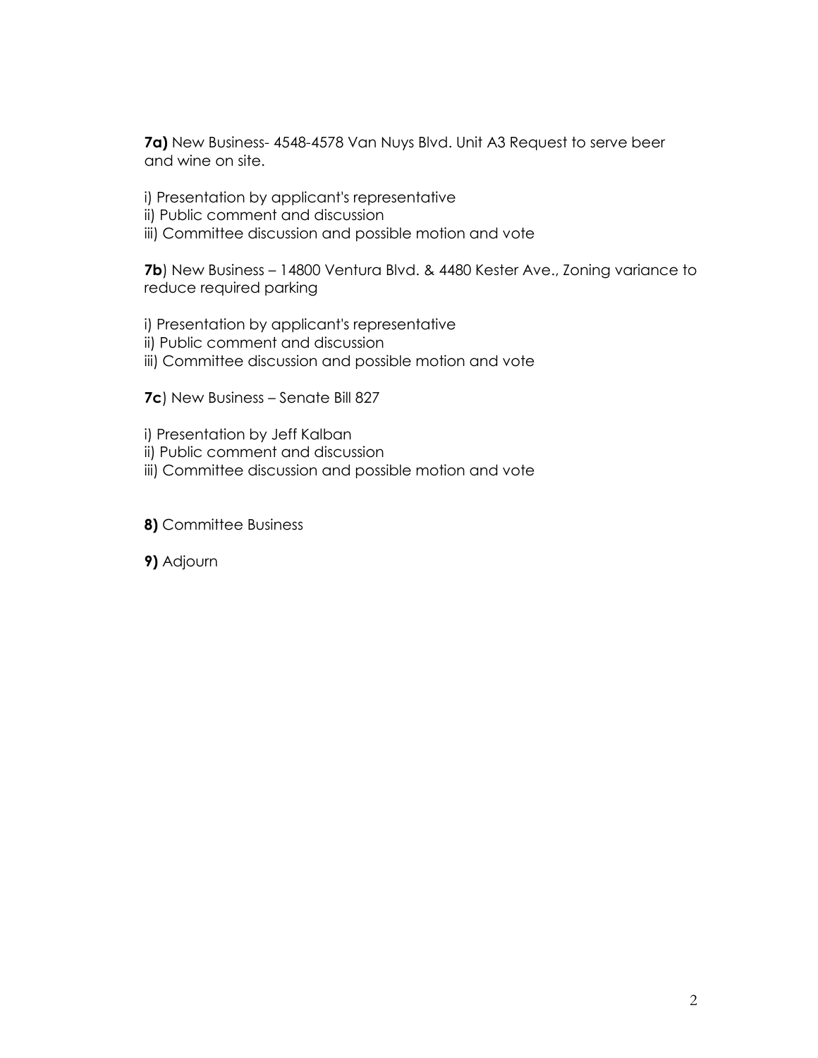**7a)** New Business- 4548-4578 Van Nuys Blvd. Unit A3 Request to serve beer and wine on site.

i) Presentation by applicant's representative
ii) Public comment and discussion
iii) Committee discussion and possible motion and vote

**7b**) New Business – 14800 Ventura Blvd. & 4480 Kester Ave., Zoning variance to reduce required parking

i) Presentation by applicant's representative
ii) Public comment and discussion
iii) Committee discussion and possible motion and vote

**7c**) New Business – Senate Bill 827

i) Presentation by Jeff Kalban
ii) Public comment and discussion
iii) Committee discussion and possible motion and vote

**8)** Committee Business

**9)** Adjourn